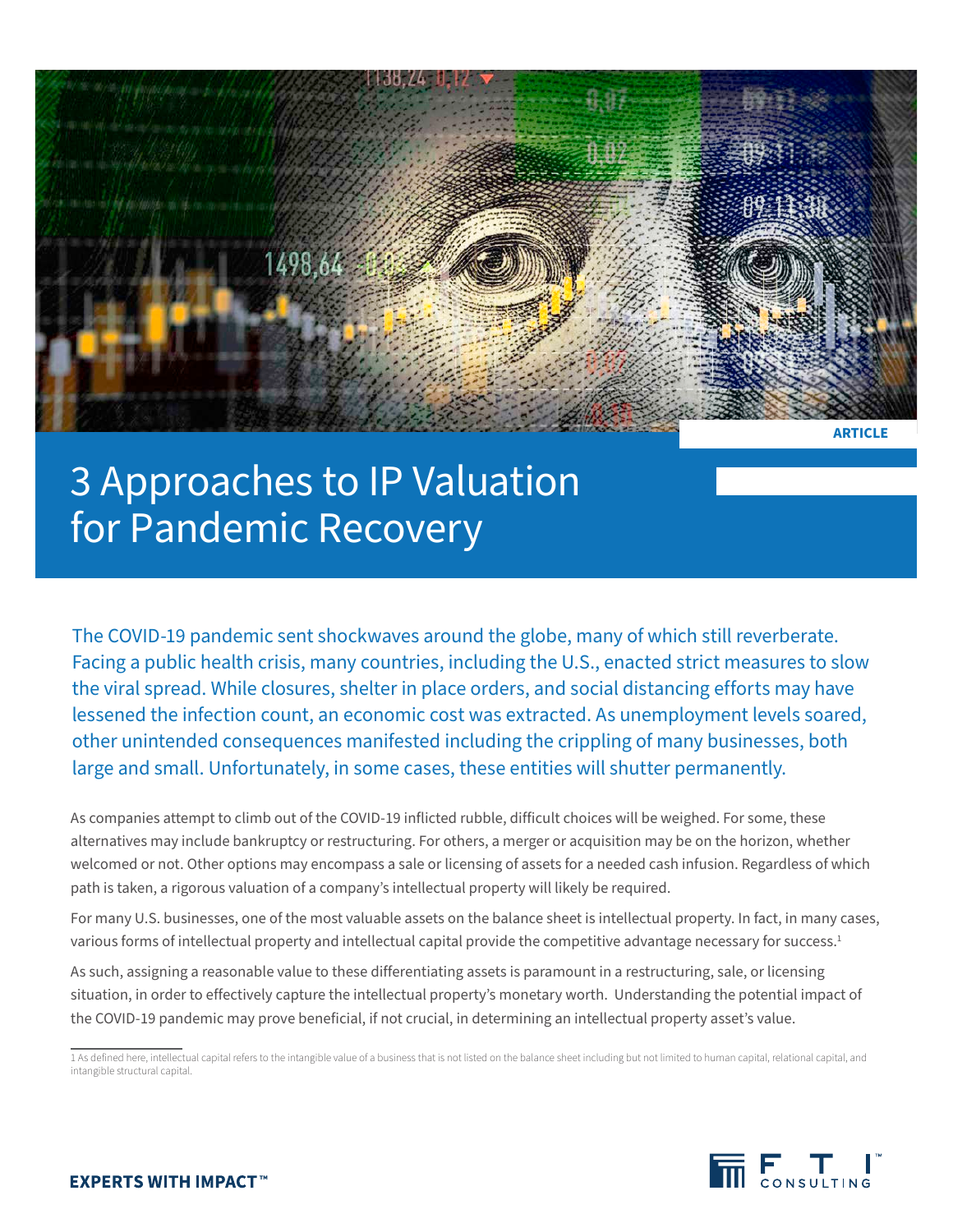ARTICLE

# 3 Approaches to IP Valuation for Pandemic Recovery

The COVID-19 pandemic sent shockwaves around the globe, many of which still reverberate. Facing a public health crisis, many countries, including the U.S., enacted strict measures to slow the viral spread. While closures, shelter in place orders, and social distancing efforts may have lessened the infection count, an economic cost was extracted. As unemployment levels soared, other unintended consequences manifested including the crippling of many businesses, both large and small. Unfortunately, in some cases, these entities will shutter permanently.

As companies attempt to climb out of the COVID-19 inflicted rubble, difficult choices will be weighed. For some, these alternatives may include bankruptcy or restructuring. For others, a merger or acquisition may be on the horizon, whether welcomed or not. Other options may encompass a sale or licensing of assets for a needed cash infusion. Regardless of which path is taken, a rigorous valuation of a company's intellectual property will likely be required.

For many U.S. businesses, one of the most valuable assets on the balance sheet is intellectual property. In fact, in many cases, various forms of intellectual property and intellectual capital provide the competitive advantage necessary for success.[1]

As such, assigning a reasonable value to these differentiating assets is paramount in a restructuring, sale, or licensing situation, in order to effectively capture the intellectual property's monetary worth. Understanding the potential impact of the COVID-19 pandemic may prove beneficial, if not crucial, in determining an intellectual property asset's value.

1 As defined here, intellectual capital refers to the intangible value of a business that is not listed on the balance sheet including but not limited to human capital, relational capital, and intangible structural capital.

EXPERTS WITH IMPACT™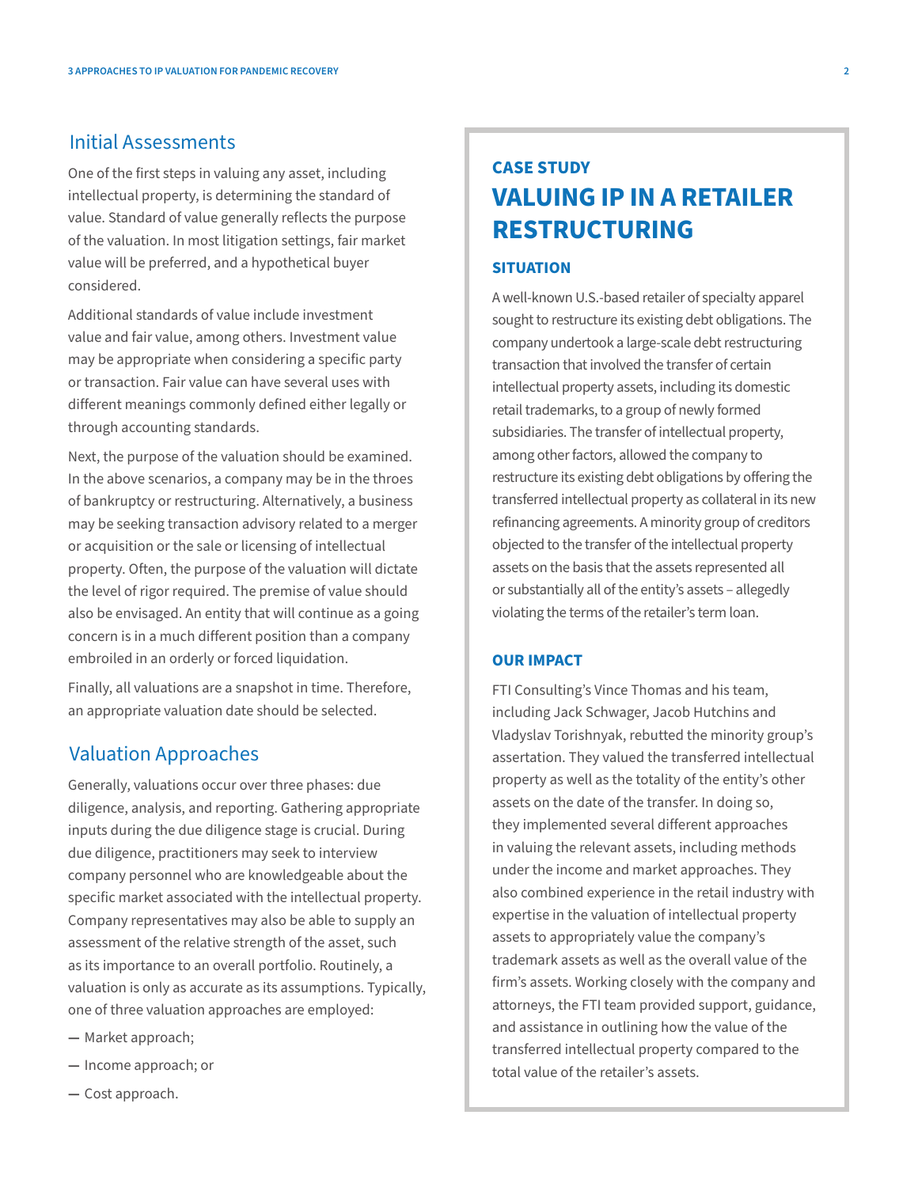## Initial Assessments

One of the first steps in valuing any asset, including intellectual property, is determining the standard of value. Standard of value generally reflects the purpose of the valuation. In most litigation settings, fair market value will be preferred, and a hypothetical buyer considered.

Additional standards of value include investment value and fair value, among others. Investment value may be appropriate when considering a specific party or transaction. Fair value can have several uses with different meanings commonly defined either legally or through accounting standards.

Next, the purpose of the valuation should be examined. In the above scenarios, a company may be in the throes of bankruptcy or restructuring. Alternatively, a business may be seeking transaction advisory related to a merger or acquisition or the sale or licensing of intellectual property. Often, the purpose of the valuation will dictate the level of rigor required. The premise of value should also be envisaged. An entity that will continue as a going concern is in a much different position than a company embroiled in an orderly or forced liquidation.

Finally, all valuations are a snapshot in time. Therefore, an appropriate valuation date should be selected.

## Valuation Approaches

Generally, valuations occur over three phases: due diligence, analysis, and reporting. Gathering appropriate inputs during the due diligence stage is crucial. During due diligence, practitioners may seek to interview company personnel who are knowledgeable about the specific market associated with the intellectual property. Company representatives may also be able to supply an assessment of the relative strength of the asset, such as its importance to an overall portfolio. Routinely, a valuation is only as accurate as its assumptions. Typically, one of three valuation approaches are employed:

- Market approach;
- Income approach; or
- Cost approach.

---

**CASE STUDY**

## VALUING IP IN A RETAILER RESTRUCTURING

### SITUATION

A well-known U.S.-based retailer of specialty apparel sought to restructure its existing debt obligations. The company undertook a large-scale debt restructuring transaction that involved the transfer of certain intellectual property assets, including its domestic retail trademarks, to a group of newly formed subsidiaries. The transfer of intellectual property, among other factors, allowed the company to restructure its existing debt obligations by offering the transferred intellectual property as collateral in its new refinancing agreements. A minority group of creditors objected to the transfer of the intellectual property assets on the basis that the assets represented all or substantially all of the entity's assets – allegedly violating the terms of the retailer's term loan.

### OUR IMPACT

FTI Consulting's Vince Thomas and his team, including Jack Schwager, Jacob Hutchins and Vladyslav Torishnyak, rebutted the minority group's assertation. They valued the transferred intellectual property as well as the totality of the entity's other assets on the date of the transfer. In doing so, they implemented several different approaches in valuing the relevant assets, including methods under the income and market approaches. They also combined experience in the retail industry with expertise in the valuation of intellectual property assets to appropriately value the company's trademark assets as well as the overall value of the firm's assets. Working closely with the company and attorneys, the FTI team provided support, guidance, and assistance in outlining how the value of the transferred intellectual property compared to the total value of the retailer's assets.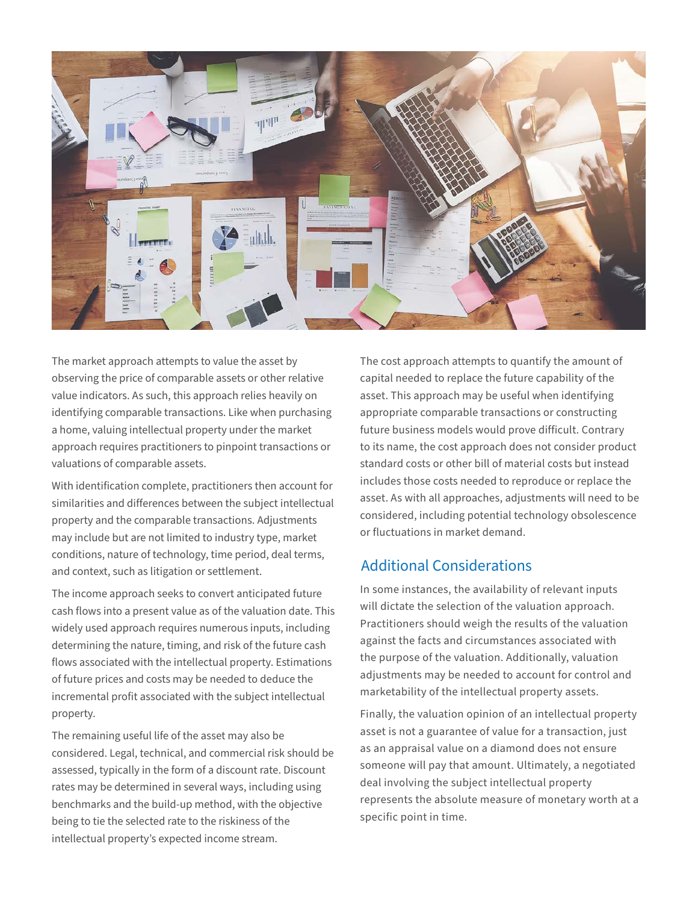The market approach attempts to value the asset by observing the price of comparable assets or other relative value indicators. As such, this approach relies heavily on identifying comparable transactions. Like when purchasing a home, valuing intellectual property under the market approach requires practitioners to pinpoint transactions or valuations of comparable assets.

With identification complete, practitioners then account for similarities and differences between the subject intellectual property and the comparable transactions. Adjustments may include but are not limited to industry type, market conditions, nature of technology, time period, deal terms, and context, such as litigation or settlement.

The income approach seeks to convert anticipated future cash flows into a present value as of the valuation date. This widely used approach requires numerous inputs, including determining the nature, timing, and risk of the future cash flows associated with the intellectual property. Estimations of future prices and costs may be needed to deduce the incremental profit associated with the subject intellectual property.

The remaining useful life of the asset may also be considered. Legal, technical, and commercial risk should be assessed, typically in the form of a discount rate. Discount rates may be determined in several ways, including using benchmarks and the build-up method, with the objective being to tie the selected rate to the riskiness of the intellectual property's expected income stream.

The cost approach attempts to quantify the amount of capital needed to replace the future capability of the asset. This approach may be useful when identifying appropriate comparable transactions or constructing future business models would prove difficult. Contrary to its name, the cost approach does not consider product standard costs or other bill of material costs but instead includes those costs needed to reproduce or replace the asset. As with all approaches, adjustments will need to be considered, including potential technology obsolescence or fluctuations in market demand.

## Additional Considerations

In some instances, the availability of relevant inputs will dictate the selection of the valuation approach. Practitioners should weigh the results of the valuation against the facts and circumstances associated with the purpose of the valuation. Additionally, valuation adjustments may be needed to account for control and marketability of the intellectual property assets.

Finally, the valuation opinion of an intellectual property asset is not a guarantee of value for a transaction, just as an appraisal value on a diamond does not ensure someone will pay that amount. Ultimately, a negotiated deal involving the subject intellectual property represents the absolute measure of monetary worth at a specific point in time.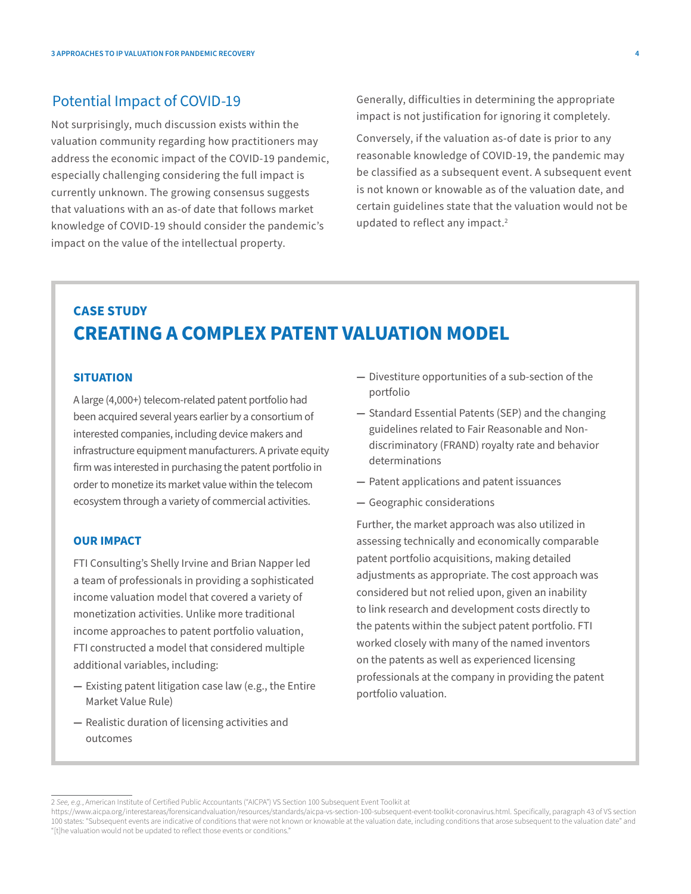## Potential Impact of COVID-19

Not surprisingly, much discussion exists within the valuation community regarding how practitioners may address the economic impact of the COVID-19 pandemic, especially challenging considering the full impact is currently unknown. The growing consensus suggests that valuations with an as-of date that follows market knowledge of COVID-19 should consider the pandemic's impact on the value of the intellectual property.

Generally, difficulties in determining the appropriate impact is not justification for ignoring it completely.

Conversely, if the valuation as-of date is prior to any reasonable knowledge of COVID-19, the pandemic may be classified as a subsequent event. A subsequent event is not known or knowable as of the valuation date, and certain guidelines state that the valuation would not be updated to reflect any impact.[2]

### CASE STUDY

## CREATING A COMPLEX PATENT VALUATION MODEL

#### SITUATION

A large (4,000+) telecom-related patent portfolio had been acquired several years earlier by a consortium of interested companies, including device makers and infrastructure equipment manufacturers. A private equity firm was interested in purchasing the patent portfolio in order to monetize its market value within the telecom ecosystem through a variety of commercial activities.

#### OUR IMPACT

FTI Consulting's Shelly Irvine and Brian Napper led a team of professionals in providing a sophisticated income valuation model that covered a variety of monetization activities. Unlike more traditional income approaches to patent portfolio valuation, FTI constructed a model that considered multiple additional variables, including:

- Existing patent litigation case law (e.g., the Entire Market Value Rule)
- Realistic duration of licensing activities and outcomes
- Divestiture opportunities of a sub-section of the portfolio
- Standard Essential Patents (SEP) and the changing guidelines related to Fair Reasonable and Non-discriminatory (FRAND) royalty rate and behavior determinations
- Patent applications and patent issuances
- Geographic considerations

Further, the market approach was also utilized in assessing technically and economically comparable patent portfolio acquisitions, making detailed adjustments as appropriate. The cost approach was considered but not relied upon, given an inability to link research and development costs directly to the patents within the subject patent portfolio. FTI worked closely with many of the named inventors on the patents as well as experienced licensing professionals at the company in providing the patent portfolio valuation.

---

[2] *See, e.g.*, American Institute of Certified Public Accountants ("AICPA") VS Section 100 Subsequent Event Toolkit at https://www.aicpa.org/interestareas/forensicandvaluation/resources/standards/aicpa-vs-section-100-subsequent-event-toolkit-coronavirus.html. Specifically, paragraph 43 of VS section 100 states: "Subsequent events are indicative of conditions that were not known or knowable at the valuation date, including conditions that arose subsequent to the valuation date" and "[t]he valuation would not be updated to reflect those events or conditions."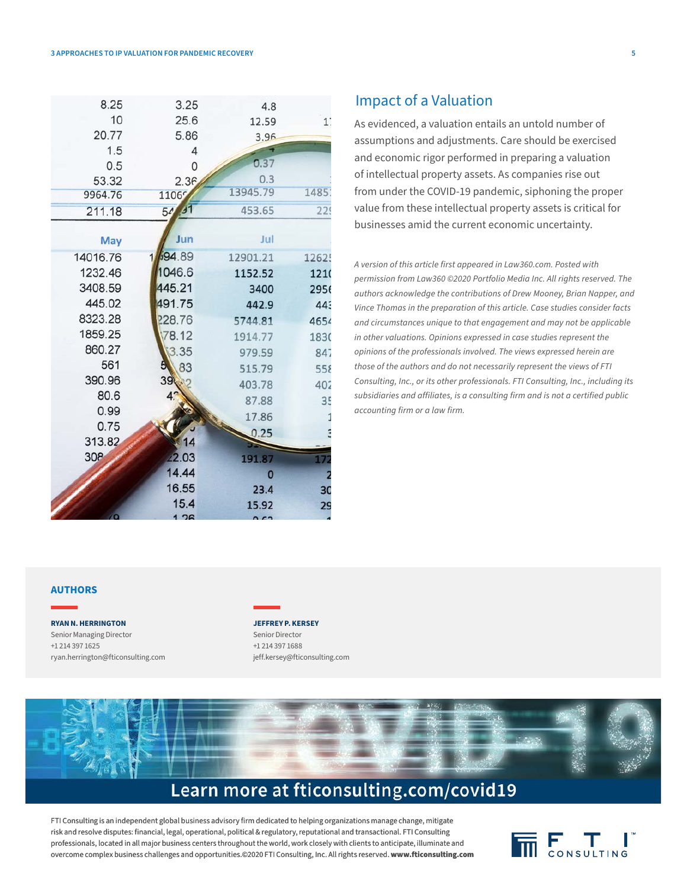## Impact of a Valuation

As evidenced, a valuation entails an untold number of assumptions and adjustments. Care should be exercised and economic rigor performed in preparing a valuation of intellectual property assets. As companies rise out from under the COVID-19 pandemic, siphoning the proper value from these intellectual property assets is critical for businesses amid the current economic uncertainty.

*A version of this article first appeared in Law360.com. Posted with permission from Law360 ©2020 Portfolio Media Inc. All rights reserved. The authors acknowledge the contributions of Drew Mooney, Brian Napper, and Vince Thomas in the preparation of this article. Case studies consider facts and circumstances unique to that engagement and may not be applicable in other valuations. Opinions expressed in case studies represent the opinions of the professionals involved. The views expressed herein are those of the authors and do not necessarily represent the views of FTI Consulting, Inc., or its other professionals. FTI Consulting, Inc., including its subsidiaries and affiliates, is a consulting firm and is not a certified public accounting firm or a law firm.*

### AUTHORS

**RYAN N. HERRINGTON**
Senior Managing Director
+1 214 397 1625
ryan.herrington@fticonsulting.com

**JEFFREY P. KERSEY**
Senior Director
+1 214 397 1688
jeff.kersey@fticonsulting.com

Learn more at fticonsulting.com/covid19

FTI Consulting is an independent global business advisory firm dedicated to helping organizations manage change, mitigate risk and resolve disputes: financial, legal, operational, political & regulatory, reputational and transactional. FTI Consulting professionals, located in all major business centers throughout the world, work closely with clients to anticipate, illuminate and overcome complex business challenges and opportunities.©2020 FTI Consulting, Inc. All rights reserved. **www.fticonsulting.com**